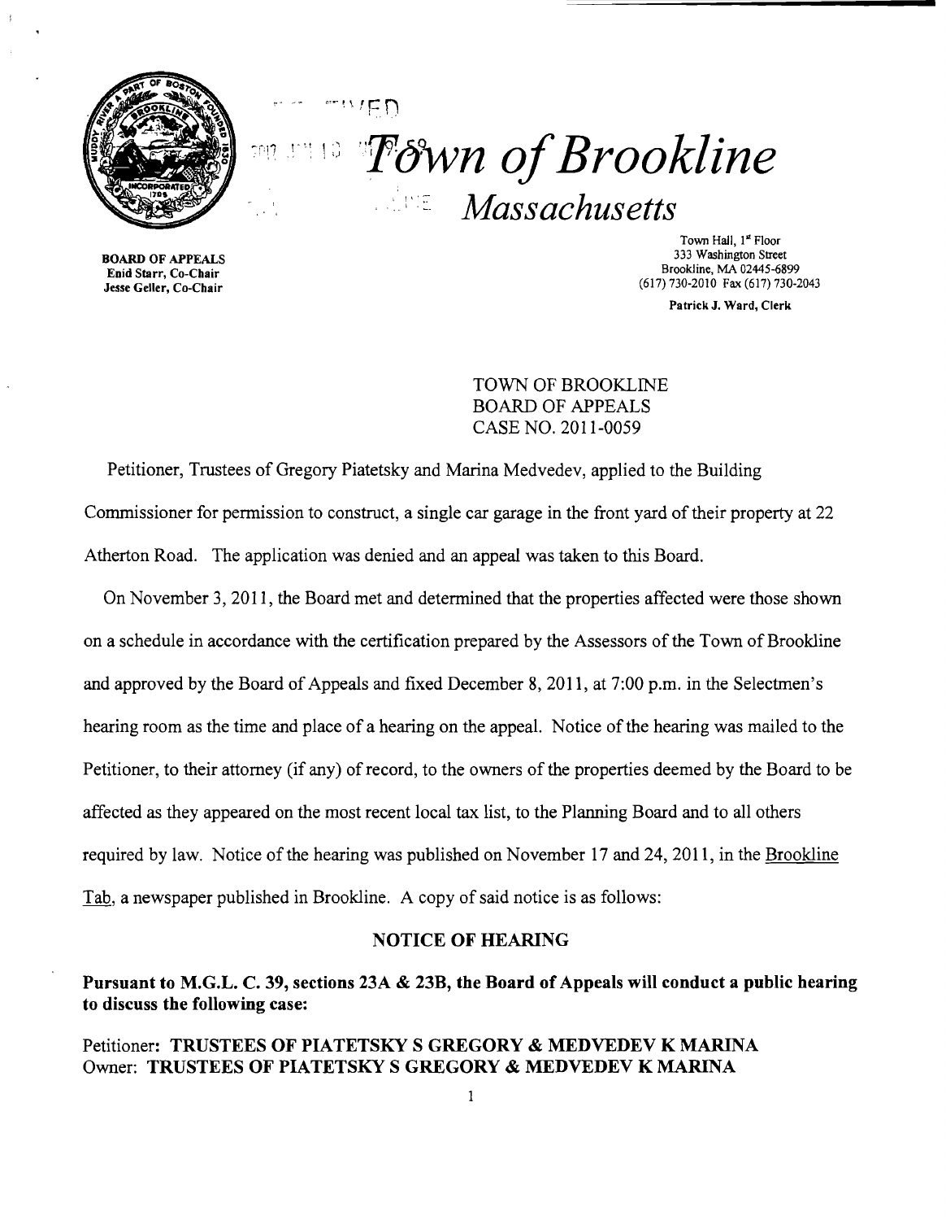# Town of Brookline

## Massachusetts

BOARD OF APPEALS
Enid Starr, Co-Chair
Jesse Geller, Co-Chair

Town Hall, 1st Floor
333 Washington Street
Brookline, MA 02445-6899
(617) 730-2010 Fax (617) 730-2043

Patrick J. Ward, Clerk

TOWN OF BROOKLINE
BOARD OF APPEALS
CASE NO. 2011-0059

Petitioner, Trustees of Gregory Piatetsky and Marina Medvedev, applied to the Building Commissioner for permission to construct, a single car garage in the front yard of their property at 22 Atherton Road. The application was denied and an appeal was taken to this Board.

On November 3, 2011, the Board met and determined that the properties affected were those shown on a schedule in accordance with the certification prepared by the Assessors of the Town of Brookline and approved by the Board of Appeals and fixed December 8, 2011, at 7:00 p.m. in the Selectmen's hearing room as the time and place of a hearing on the appeal. Notice of the hearing was mailed to the Petitioner, to their attorney (if any) of record, to the owners of the properties deemed by the Board to be affected as they appeared on the most recent local tax list, to the Planning Board and to all others required by law. Notice of the hearing was published on November 17 and 24, 2011, in the Brookline Tab, a newspaper published in Brookline. A copy of said notice is as follows:

### NOTICE OF HEARING

**Pursuant to M.G.L. C. 39, sections 23A & 23B, the Board of Appeals will conduct a public hearing to discuss the following case:**

Petitioner: **TRUSTEES OF PIATETSKY S GREGORY & MEDVEDEV K MARINA**
Owner: **TRUSTEES OF PIATETSKY S GREGORY & MEDVEDEV K MARINA**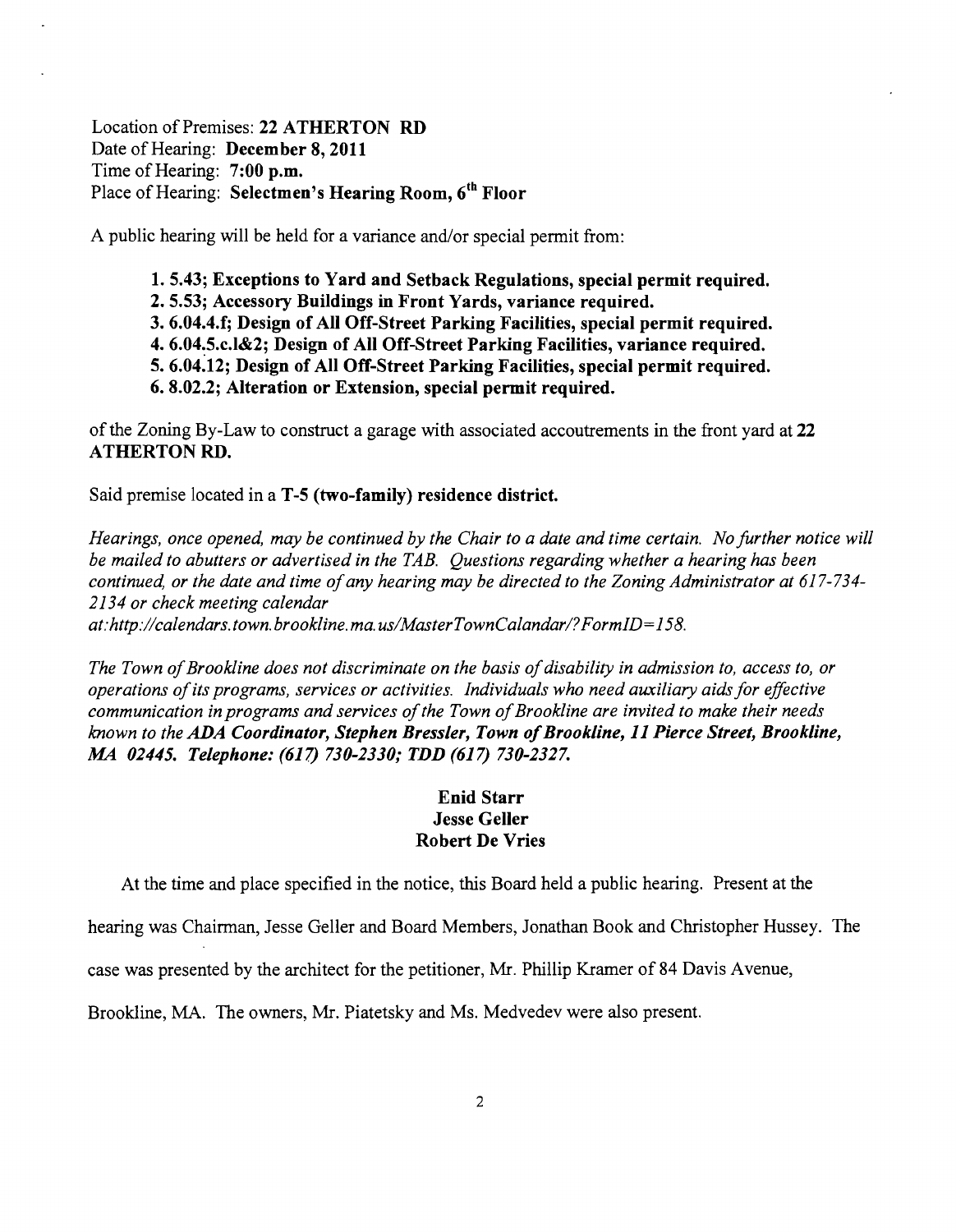Location of Premises: **22 ATHERTON RD**
Date of Hearing: **December 8, 2011**
Time of Hearing: **7:00 p.m.**
Place of Hearing: **Selectmen's Hearing Room, 6th Floor**

A public hearing will be held for a variance and/or special permit from:

1. **5.43; Exceptions to Yard and Setback Regulations, special permit required.**
2. **5.53; Accessory Buildings in Front Yards, variance required.**
3. **6.04.4.f; Design of All Off-Street Parking Facilities, special permit required.**
4. **6.04.5.c.1&2; Design of All Off-Street Parking Facilities, variance required.**
5. **6.04.12; Design of All Off-Street Parking Facilities, special permit required.**
6. **8.02.2; Alteration or Extension, special permit required.**

of the Zoning By-Law to construct a garage with associated accoutrements in the front yard at **22 ATHERTON RD.**

Said premise located in a **T-5 (two-family) residence district.**

*Hearings, once opened, may be continued by the Chair to a date and time certain. No further notice will be mailed to abutters or advertised in the TAB. Questions regarding whether a hearing has been continued, or the date and time of any hearing may be directed to the Zoning Administrator at 617-734-2134 or check meeting calendar at:http://calendars.town.brookline.ma.us/MasterTownCalandar/?FormID=158.*

*The Town of Brookline does not discriminate on the basis of disability in admission to, access to, or operations of its programs, services or activities. Individuals who need auxiliary aids for effective communication in programs and services of the Town of Brookline are invited to make their needs known to the* ***ADA Coordinator, Stephen Bressler, Town of Brookline, 11 Pierce Street, Brookline, MA 02445. Telephone: (617) 730-2330; TDD (617) 730-2327.***

**Enid Starr**
**Jesse Geller**
**Robert De Vries**

At the time and place specified in the notice, this Board held a public hearing. Present at the hearing was Chairman, Jesse Geller and Board Members, Jonathan Book and Christopher Hussey. The case was presented by the architect for the petitioner, Mr. Phillip Kramer of 84 Davis Avenue, Brookline, MA. The owners, Mr. Piatetsky and Ms. Medvedev were also present.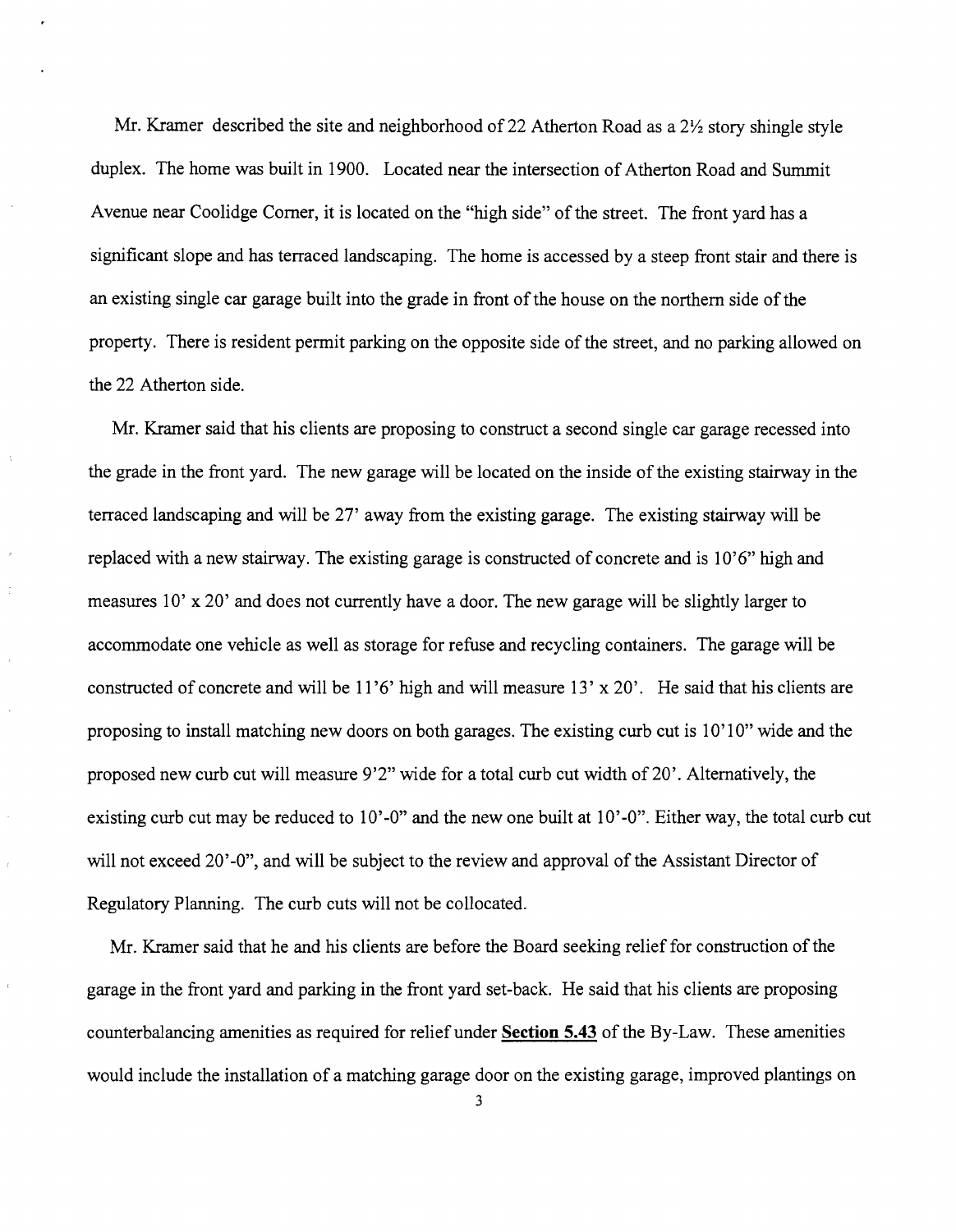Mr. Kramer described the site and neighborhood of 22 Atherton Road as a 2½ story shingle style duplex. The home was built in 1900. Located near the intersection of Atherton Road and Summit Avenue near Coolidge Corner, it is located on the "high side" of the street. The front yard has a significant slope and has terraced landscaping. The home is accessed by a steep front stair and there is an existing single car garage built into the grade in front of the house on the northern side of the property. There is resident permit parking on the opposite side of the street, and no parking allowed on the 22 Atherton side.

Mr. Kramer said that his clients are proposing to construct a second single car garage recessed into the grade in the front yard. The new garage will be located on the inside of the existing stairway in the terraced landscaping and will be 27' away from the existing garage. The existing stairway will be replaced with a new stairway. The existing garage is constructed of concrete and is 10'6" high and measures 10' x 20' and does not currently have a door. The new garage will be slightly larger to accommodate one vehicle as well as storage for refuse and recycling containers. The garage will be constructed of concrete and will be 11'6' high and will measure 13' x 20'. He said that his clients are proposing to install matching new doors on both garages. The existing curb cut is 10'10" wide and the proposed new curb cut will measure 9'2" wide for a total curb cut width of 20'. Alternatively, the existing curb cut may be reduced to 10'-0" and the new one built at 10'-0". Either way, the total curb cut will not exceed 20'-0", and will be subject to the review and approval of the Assistant Director of Regulatory Planning. The curb cuts will not be collocated.

Mr. Kramer said that he and his clients are before the Board seeking relief for construction of the garage in the front yard and parking in the front yard set-back. He said that his clients are proposing counterbalancing amenities as required for relief under **Section 5.43** of the By-Law. These amenities would include the installation of a matching garage door on the existing garage, improved plantings on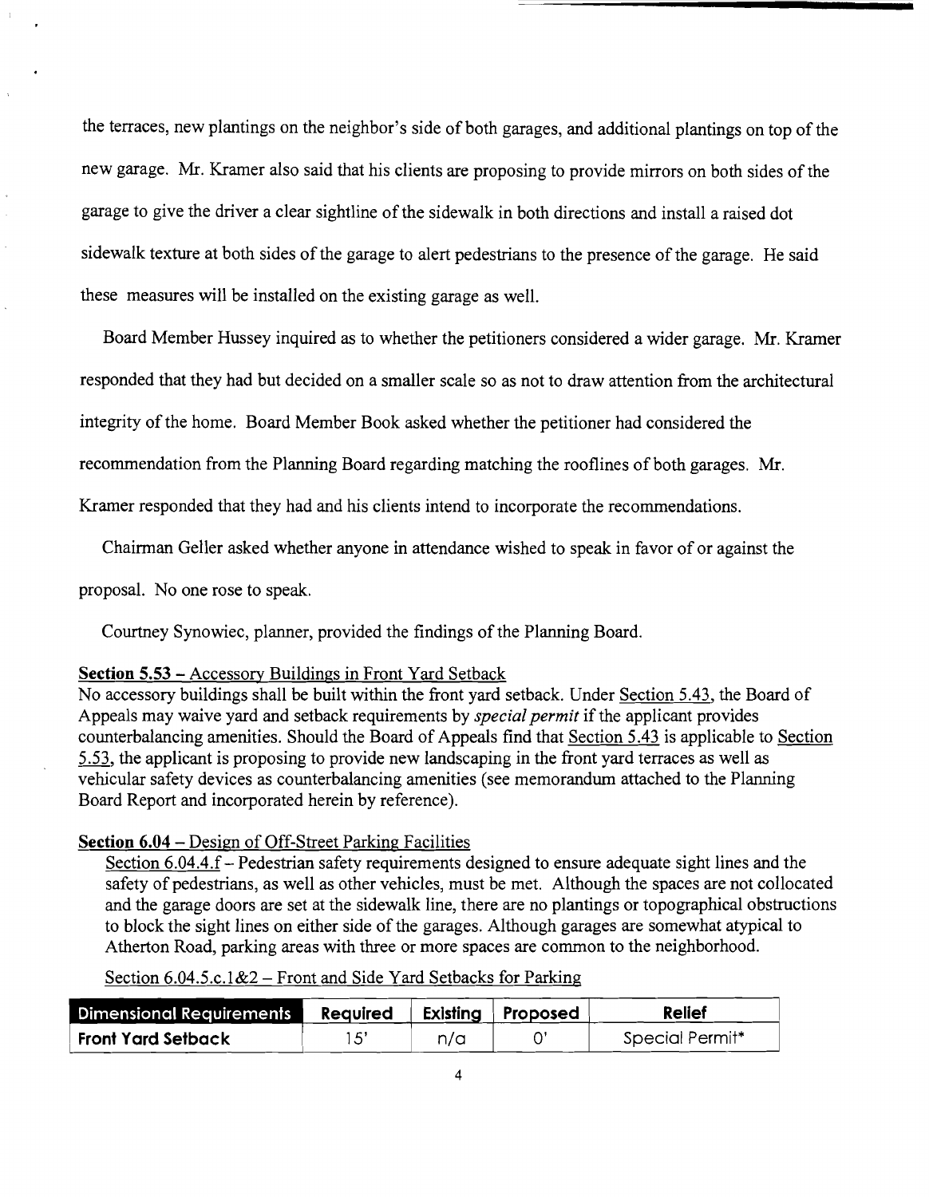the terraces, new plantings on the neighbor's side of both garages, and additional plantings on top of the new garage. Mr. Kramer also said that his clients are proposing to provide mirrors on both sides of the garage to give the driver a clear sightline of the sidewalk in both directions and install a raised dot sidewalk texture at both sides of the garage to alert pedestrians to the presence of the garage. He said these measures will be installed on the existing garage as well.

Board Member Hussey inquired as to whether the petitioners considered a wider garage. Mr. Kramer responded that they had but decided on a smaller scale so as not to draw attention from the architectural integrity of the home. Board Member Book asked whether the petitioner had considered the recommendation from the Planning Board regarding matching the rooflines of both garages. Mr. Kramer responded that they had and his clients intend to incorporate the recommendations.

Chairman Geller asked whether anyone in attendance wished to speak in favor of or against the proposal. No one rose to speak.

Courtney Synowiec, planner, provided the findings of the Planning Board.

**Section 5.53** – Accessory Buildings in Front Yard Setback
No accessory buildings shall be built within the front yard setback. Under Section 5.43, the Board of Appeals may waive yard and setback requirements by *special permit* if the applicant provides counterbalancing amenities. Should the Board of Appeals find that Section 5.43 is applicable to Section 5.53, the applicant is proposing to provide new landscaping in the front yard terraces as well as vehicular safety devices as counterbalancing amenities (see memorandum attached to the Planning Board Report and incorporated herein by reference).

**Section 6.04** – Design of Off-Street Parking Facilities

Section 6.04.4.f – Pedestrian safety requirements designed to ensure adequate sight lines and the safety of pedestrians, as well as other vehicles, must be met. Although the spaces are not collocated and the garage doors are set at the sidewalk line, there are no plantings or topographical obstructions to block the sight lines on either side of the garages. Although garages are somewhat atypical to Atherton Road, parking areas with three or more spaces are common to the neighborhood.

Section 6.04.5.c.1&2 – Front and Side Yard Setbacks for Parking

| Dimensional Requirements | Required | Existing | Proposed | Relief |
|---|---|---|---|---|
| Front Yard Setback | 15' | n/a | 0' | Special Permit* |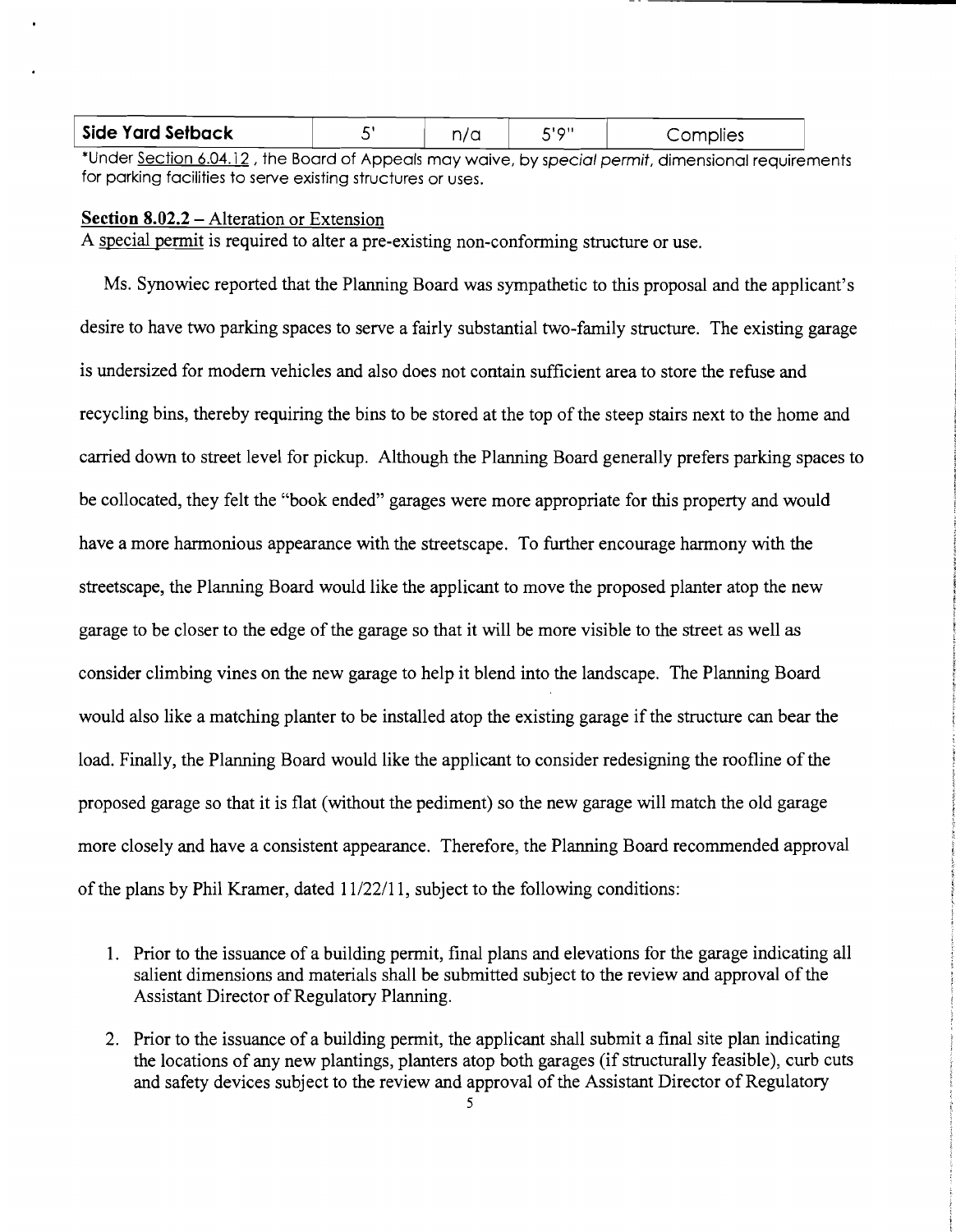| Side Yard Setback | 5' | n/a | 5'9" | Complies |
|---|---|---|---|---|

*Under Section 6.04.12 , the Board of Appeals may waive, by *special permit*, dimensional requirements for parking facilities to serve existing structures or uses.

**Section 8.02.2** – Alteration or Extension

A special permit is required to alter a pre-existing non-conforming structure or use.

Ms. Synowiec reported that the Planning Board was sympathetic to this proposal and the applicant's desire to have two parking spaces to serve a fairly substantial two-family structure. The existing garage is undersized for modern vehicles and also does not contain sufficient area to store the refuse and recycling bins, thereby requiring the bins to be stored at the top of the steep stairs next to the home and carried down to street level for pickup. Although the Planning Board generally prefers parking spaces to be collocated, they felt the "book ended" garages were more appropriate for this property and would have a more harmonious appearance with the streetscape. To further encourage harmony with the streetscape, the Planning Board would like the applicant to move the proposed planter atop the new garage to be closer to the edge of the garage so that it will be more visible to the street as well as consider climbing vines on the new garage to help it blend into the landscape. The Planning Board would also like a matching planter to be installed atop the existing garage if the structure can bear the load. Finally, the Planning Board would like the applicant to consider redesigning the roofline of the proposed garage so that it is flat (without the pediment) so the new garage will match the old garage more closely and have a consistent appearance. Therefore, the Planning Board recommended approval of the plans by Phil Kramer, dated 11/22/11, subject to the following conditions:

1. Prior to the issuance of a building permit, final plans and elevations for the garage indicating all salient dimensions and materials shall be submitted subject to the review and approval of the Assistant Director of Regulatory Planning.

2. Prior to the issuance of a building permit, the applicant shall submit a final site plan indicating the locations of any new plantings, planters atop both garages (if structurally feasible), curb cuts and safety devices subject to the review and approval of the Assistant Director of Regulatory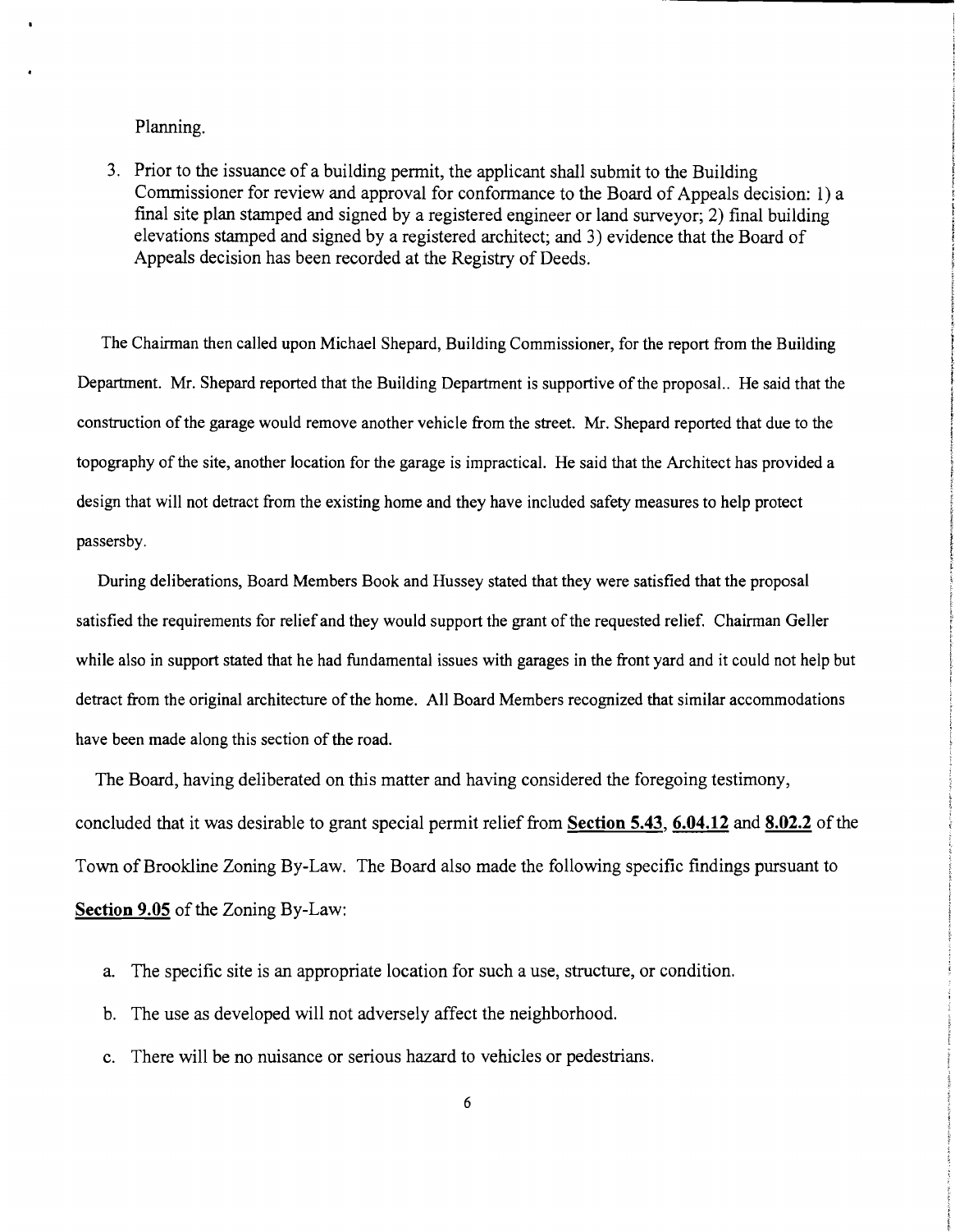Planning.

3. Prior to the issuance of a building permit, the applicant shall submit to the Building Commissioner for review and approval for conformance to the Board of Appeals decision: 1) a final site plan stamped and signed by a registered engineer or land surveyor; 2) final building elevations stamped and signed by a registered architect; and 3) evidence that the Board of Appeals decision has been recorded at the Registry of Deeds.

The Chairman then called upon Michael Shepard, Building Commissioner, for the report from the Building Department. Mr. Shepard reported that the Building Department is supportive of the proposal.. He said that the construction of the garage would remove another vehicle from the street. Mr. Shepard reported that due to the topography of the site, another location for the garage is impractical. He said that the Architect has provided a design that will not detract from the existing home and they have included safety measures to help protect passersby.

During deliberations, Board Members Book and Hussey stated that they were satisfied that the proposal satisfied the requirements for relief and they would support the grant of the requested relief. Chairman Geller while also in support stated that he had fundamental issues with garages in the front yard and it could not help but detract from the original architecture of the home. All Board Members recognized that similar accommodations have been made along this section of the road.

The Board, having deliberated on this matter and having considered the foregoing testimony, concluded that it was desirable to grant special permit relief from **Section 5.43**, **6.04.12** and **8.02.2** of the Town of Brookline Zoning By-Law. The Board also made the following specific findings pursuant to **Section 9.05** of the Zoning By-Law:

a. The specific site is an appropriate location for such a use, structure, or condition.

b. The use as developed will not adversely affect the neighborhood.

c. There will be no nuisance or serious hazard to vehicles or pedestrians.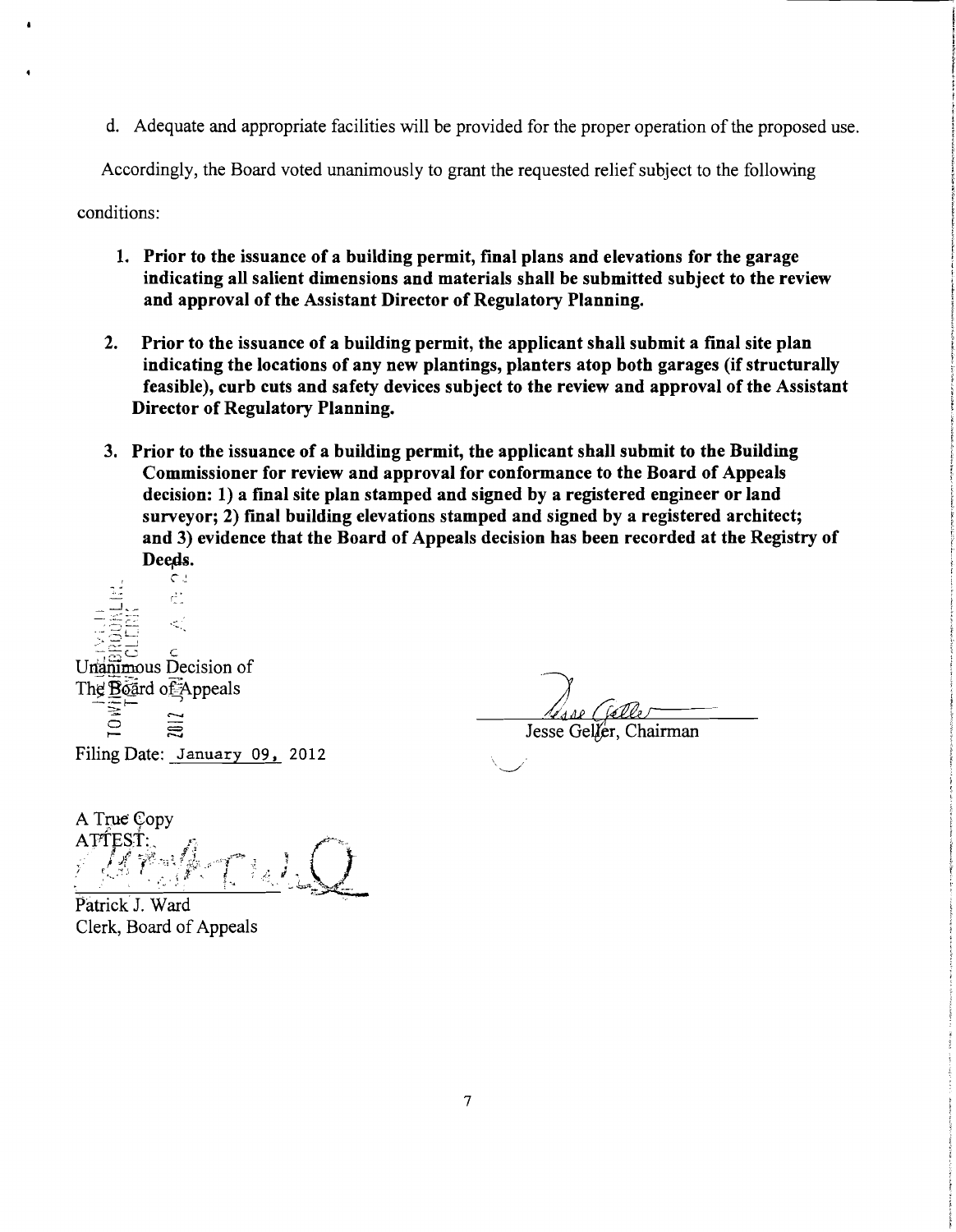d. Adequate and appropriate facilities will be provided for the proper operation of the proposed use.

Accordingly, the Board voted unanimously to grant the requested relief subject to the following conditions:

1. **Prior to the issuance of a building permit, final plans and elevations for the garage indicating all salient dimensions and materials shall be submitted subject to the review and approval of the Assistant Director of Regulatory Planning.**

2. **Prior to the issuance of a building permit, the applicant shall submit a final site plan indicating the locations of any new plantings, planters atop both garages (if structurally feasible), curb cuts and safety devices subject to the review and approval of the Assistant Director of Regulatory Planning.**

3. **Prior to the issuance of a building permit, the applicant shall submit to the Building Commissioner for review and approval for conformance to the Board of Appeals decision: 1) a final site plan stamped and signed by a registered engineer or land surveyor; 2) final building elevations stamped and signed by a registered architect; and 3) evidence that the Board of Appeals decision has been recorded at the Registry of Deeds.**

Unanimous Decision of
The Board of Appeals

Jesse Geller, Chairman

Filing Date: January 09, 2012

A True Copy
ATTEST:

Patrick J. Ward
Clerk, Board of Appeals